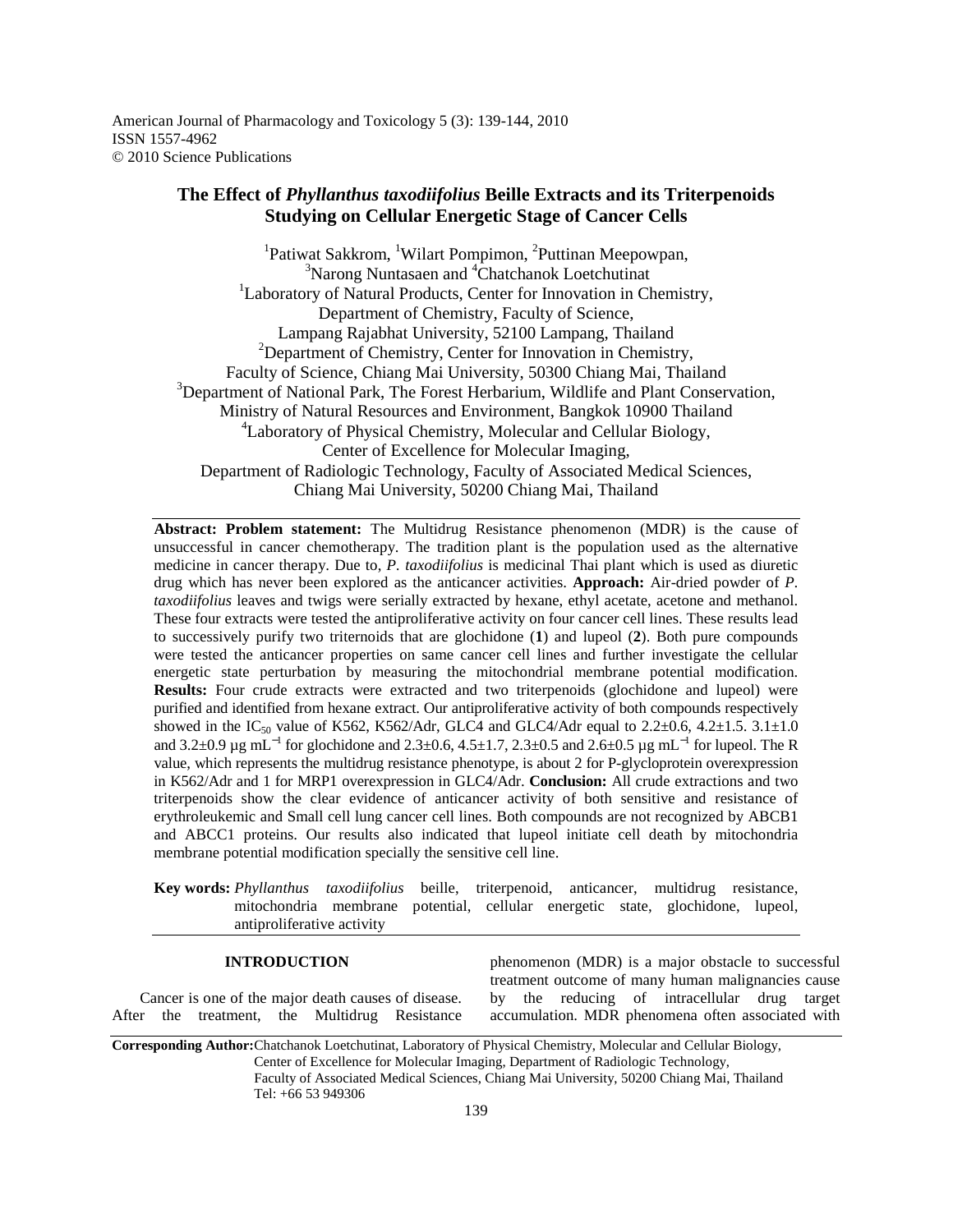American Journal of Pharmacology and Toxicology 5 (3): 139-144, 2010
ISSN 1557-4962
© 2010 Science Publications

# The Effect of *Phyllanthus taxodiifolius* Beille Extracts and its Triterpenoids Studying on Cellular Energetic Stage of Cancer Cells

[1]Patiwat Sakkrom, [1]Wilart Pompimon, [2]Puttinan Meepowpan, [3]Narong Nuntasaen and [4]Chatchanok Loetchutinat

[1]Laboratory of Natural Products, Center for Innovation in Chemistry, Department of Chemistry, Faculty of Science, Lampang Rajabhat University, 52100 Lampang, Thailand
[2]Department of Chemistry, Center for Innovation in Chemistry, Faculty of Science, Chiang Mai University, 50300 Chiang Mai, Thailand
[3]Department of National Park, The Forest Herbarium, Wildlife and Plant Conservation, Ministry of Natural Resources and Environment, Bangkok 10900 Thailand
[4]Laboratory of Physical Chemistry, Molecular and Cellular Biology, Center of Excellence for Molecular Imaging, Department of Radiologic Technology, Faculty of Associated Medical Sciences, Chiang Mai University, 50200 Chiang Mai, Thailand

**Abstract: Problem statement:** The Multidrug Resistance phenomenon (MDR) is the cause of unsuccessful in cancer chemotherapy. The tradition plant is the population used as the alternative medicine in cancer therapy. Due to, *P. taxodiifolius* is medicinal Thai plant which is used as diuretic drug which has never been explored as the anticancer activities. **Approach:** Air-dried powder of *P. taxodiifolius* leaves and twigs were serially extracted by hexane, ethyl acetate, acetone and methanol. These four extracts were tested the antiproliferative activity on four cancer cell lines. These results lead to successively purify two triternoids that are glochidone (**1**) and lupeol (**2**). Both pure compounds were tested the anticancer properties on same cancer cell lines and further investigate the cellular energetic state perturbation by measuring the mitochondrial membrane potential modification. **Results:** Four crude extracts were extracted and two triterpenoids (glochidone and lupeol) were purified and identified from hexane extract. Our antiproliferative activity of both compounds respectively showed in the $IC_{50}$ value of K562, K562/Adr, GLC4 and GLC4/Adr equal to 2.2±0.6, 4.2±1.5. 3.1±1.0 and 3.2±0.9 µg $mL^{-1}$ for glochidone and 2.3±0.6, 4.5±1.7, 2.3±0.5 and 2.6±0.5 µg $mL^{-1}$ for lupeol. The R value, which represents the multidrug resistance phenotype, is about 2 for P-glycloprotein overexpression in K562/Adr and 1 for MRP1 overexpression in GLC4/Adr. **Conclusion:** All crude extractions and two triterpenoids show the clear evidence of anticancer activity of both sensitive and resistance of erythroleukemic and Small cell lung cancer cell lines. Both compounds are not recognized by ABCB1 and ABCC1 proteins. Our results also indicated that lupeol initiate cell death by mitochondria membrane potential modification specially the sensitive cell line.

**Key words:** *Phyllanthus taxodiifolius* beille, triterpenoid, anticancer, multidrug resistance, mitochondria membrane potential, cellular energetic state, glochidone, lupeol, antiproliferative activity

## INTRODUCTION

Cancer is one of the major death causes of disease. After the treatment, the Multidrug Resistance phenomenon (MDR) is a major obstacle to successful treatment outcome of many human malignancies cause by the reducing of intracellular drug target accumulation. MDR phenomena often associated with

**Corresponding Author:** Chatchanok Loetchutinat, Laboratory of Physical Chemistry, Molecular and Cellular Biology, Center of Excellence for Molecular Imaging, Department of Radiologic Technology, Faculty of Associated Medical Sciences, Chiang Mai University, 50200 Chiang Mai, Thailand Tel: +66 53 949306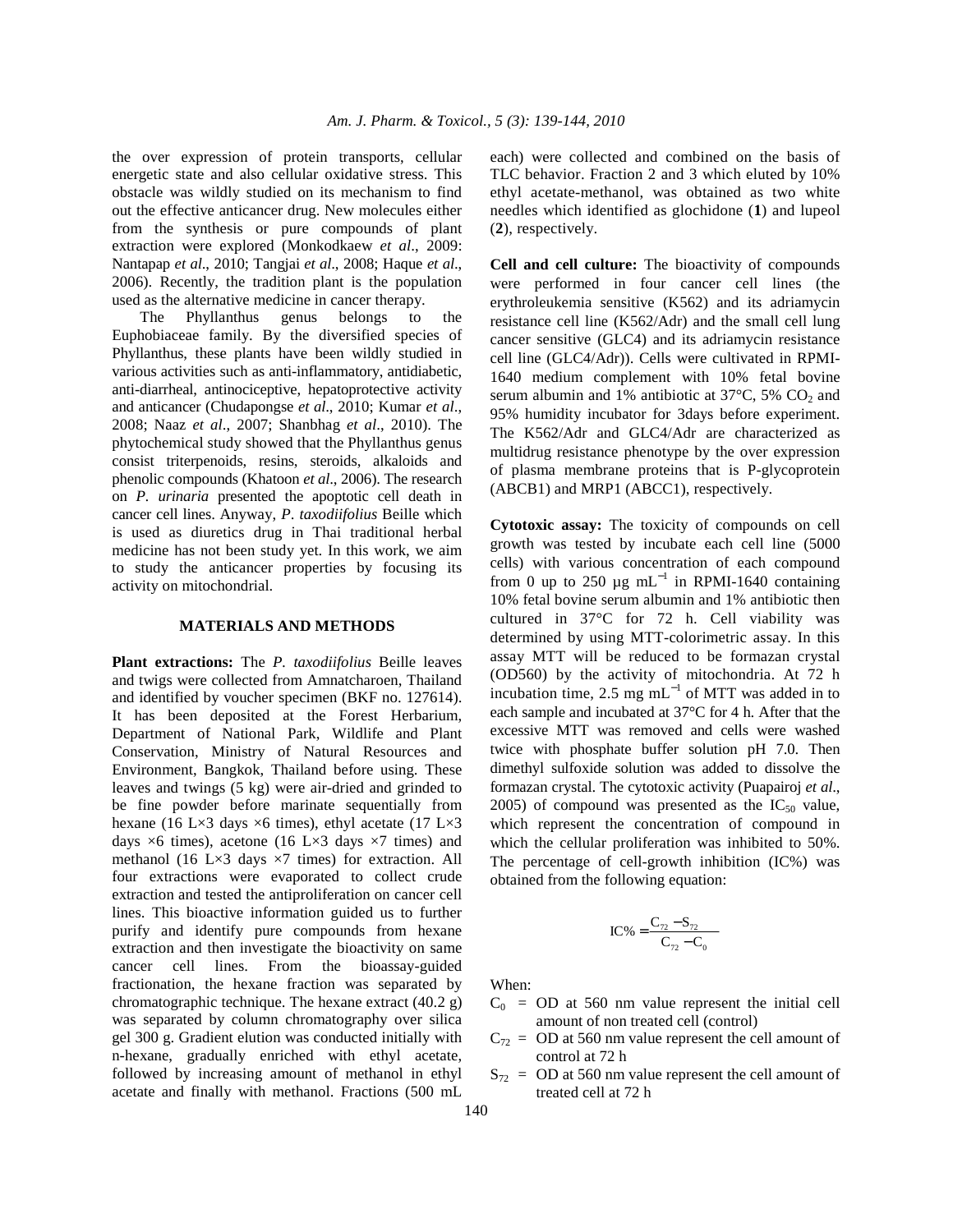the over expression of protein transports, cellular energetic state and also cellular oxidative stress. This obstacle was wildly studied on its mechanism to find out the effective anticancer drug. New molecules either from the synthesis or pure compounds of plant extraction were explored (Monkodkaew *et al*., 2009: Nantapap *et al*., 2010; Tangjai *et al*., 2008; Haque *et al*., 2006). Recently, the tradition plant is the population used as the alternative medicine in cancer therapy.

The Phyllanthus genus belongs to the Euphobiaceae family. By the diversified species of Phyllanthus, these plants have been wildly studied in various activities such as anti-inflammatory, antidiabetic, anti-diarrheal, antinociceptive, hepatoprotective activity and anticancer (Chudapongse *et al*., 2010; Kumar *et al*., 2008; Naaz *et al*., 2007; Shanbhag *et al*., 2010). The phytochemical study showed that the Phyllanthus genus consist triterpenoids, resins, steroids, alkaloids and phenolic compounds (Khatoon *et al*., 2006). The research on *P. urinaria* presented the apoptotic cell death in cancer cell lines. Anyway, *P. taxodiifolius* Beille which is used as diuretics drug in Thai traditional herbal medicine has not been study yet. In this work, we aim to study the anticancer properties by focusing its activity on mitochondrial.

## MATERIALS AND METHODS

**Plant extractions:** The *P. taxodiifolius* Beille leaves and twigs were collected from Amnatcharoen, Thailand and identified by voucher specimen (BKF no. 127614). It has been deposited at the Forest Herbarium, Department of National Park, Wildlife and Plant Conservation, Ministry of Natural Resources and Environment, Bangkok, Thailand before using. These leaves and twings (5 kg) were air-dried and grinded to be fine powder before marinate sequentially from hexane (16 L×3 days ×6 times), ethyl acetate (17 L×3 days ×6 times), acetone (16 L×3 days ×7 times) and methanol (16 L×3 days ×7 times) for extraction. All four extractions were evaporated to collect crude extraction and tested the antiproliferation on cancer cell lines. This bioactive information guided us to further purify and identify pure compounds from hexane extraction and then investigate the bioactivity on same cancer cell lines. From the bioassay-guided fractionation, the hexane fraction was separated by chromatographic technique. The hexane extract (40.2 g) was separated by column chromatography over silica gel 300 g. Gradient elution was conducted initially with n-hexane, gradually enriched with ethyl acetate, followed by increasing amount of methanol in ethyl acetate and finally with methanol. Fractions (500 mL each) were collected and combined on the basis of TLC behavior. Fraction 2 and 3 which eluted by 10% ethyl acetate-methanol, was obtained as two white needles which identified as glochidone (**1**) and lupeol (**2**), respectively.

**Cell and cell culture:** The bioactivity of compounds were performed in four cancer cell lines (the erythroleukemia sensitive (K562) and its adriamycin resistance cell line (K562/Adr) and the small cell lung cancer sensitive (GLC4) and its adriamycin resistance cell line (GLC4/Adr)). Cells were cultivated in RPMI-1640 medium complement with 10% fetal bovine serum albumin and 1% antibiotic at 37°C, 5% $CO_2$ and 95% humidity incubator for 3days before experiment. The K562/Adr and GLC4/Adr are characterized as multidrug resistance phenotype by the over expression of plasma membrane proteins that is P-glycoprotein (ABCB1) and MRP1 (ABCC1), respectively.

**Cytotoxic assay:** The toxicity of compounds on cell growth was tested by incubate each cell line (5000 cells) with various concentration of each compound from 0 up to 250 µg $mL^{-1}$ in RPMI-1640 containing 10% fetal bovine serum albumin and 1% antibiotic then cultured in 37°C for 72 h. Cell viability was determined by using MTT-colorimetric assay. In this assay MTT will be reduced to be formazan crystal (OD560) by the activity of mitochondria. At 72 h incubation time, 2.5 mg $mL^{-1}$ of MTT was added in to each sample and incubated at 37°C for 4 h. After that the excessive MTT was removed and cells were washed twice with phosphate buffer solution pH 7.0. Then dimethyl sulfoxide solution was added to dissolve the formazan crystal. The cytotoxic activity (Puapairoj *et al*., 2005) of compound was presented as the $IC_{50}$ value, which represent the concentration of compound in which the cellular proliferation was inhibited to 50%. The percentage of cell-growth inhibition (IC%) was obtained from the following equation:

$$\text{IC\%} = \frac{C_{72} - S_{72}}{C_{72} - C_0}$$

When:

- $C_0$ = OD at 560 nm value represent the initial cell amount of non treated cell (control)
- $C_{72}$ = OD at 560 nm value represent the cell amount of control at 72 h
- $S_{72}$ = OD at 560 nm value represent the cell amount of treated cell at 72 h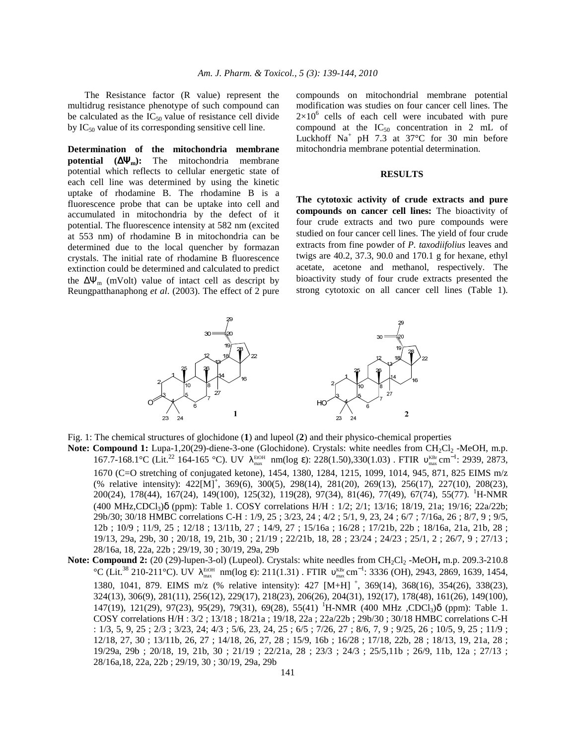The Resistance factor (R value) represent the multidrug resistance phenotype of such compound can be calculated as the $IC_{50}$ value of resistance cell divide by $IC_{50}$ value of its corresponding sensitive cell line.

**Determination of the mitochondria membrane potential ($\Delta\Psi_m$):** The mitochondria membrane potential which reflects to cellular energetic state of each cell line was determined by using the kinetic uptake of rhodamine B. The rhodamine B is a fluorescence probe that can be uptake into cell and accumulated in mitochondria by the defect of it potential. The fluorescence intensity at 582 nm (excited at 553 nm) of rhodamine B in mitochondria can be determined due to the local quencher by formazan crystals. The initial rate of rhodamine B fluorescence extinction could be determined and calculated to predict the $\Delta\Psi_m$ (mVolt) value of intact cell as descript by Reungpatthanaphong *et al*. (2003). The effect of 2 pure compounds on mitochondrial membrane potential modification was studies on four cancer cell lines. The $2\times10^6$ cells of each cell were incubated with pure compound at the $IC_{50}$ concentration in 2 mL of Luckhoff $Na^+$ pH 7.3 at 37°C for 30 min before mitochondria membrane potential determination.

## RESULTS

**The cytotoxic activity of crude extracts and pure compounds on cancer cell lines:** The bioactivity of four crude extracts and two pure compounds were studied on four cancer cell lines. The yield of four crude extracts from fine powder of *P. taxodiifolius* leaves and twigs are 40.2, 37.3, 90.0 and 170.1 g for hexane, ethyl acetate, acetone and methanol, respectively. The bioactivity study of four crude extracts presented the strong cytotoxic on all cancer cell lines (Table 1).

Fig. 1: The chemical structures of glochidone (**1**) and lupeol (**2**) and their physico-chemical properties

**Note: Compound 1:** Lupa-1,20(29)-diene-3-one (Glochidone). Crystals: white needles from $CH_2Cl_2$ -MeOH, m.p. 167.7-168.1°C (Lit.[22] 164-165 °C). UV $\lambda_{max}^{EtOH}$ nm(log ε): 228(1.50),330(1.03) . FTIR $\upsilon_{max}^{KBr}$ $cm^{-1}$: 2939, 2873, 1670 (C=O stretching of conjugated ketone), 1454, 1380, 1284, 1215, 1099, 1014, 945, 871, 825 EIMS m/z (% relative intensity): 422[M]$^+$, 369(6), 300(5), 298(14), 281(20), 269(13), 256(17), 227(10), 208(23), 200(24), 178(44), 167(24), 149(100), 125(32), 119(28), 97(34), 81(46), 77(49), 67(74), 55(77). $^1$H-NMR (400 MHz,$CDCl_3$)δ (ppm): Table 1. COSY correlations H/H : 1/2; 2/1; 13/16; 18/19, 21a; 19/16; 22a/22b; 29b/30; 30/18 HMBC correlations C-H : 1/9, 25 ; 3/23, 24 ; 4/2 ; 5/1, 9, 23, 24 ; 6/7 ; 7/16a, 26 ; 8/7, 9 ; 9/5, 12b ; 10/9 ; 11/9, 25 ; 12/18 ; 13/11b, 27 ; 14/9, 27 ; 15/16a ; 16/28 ; 17/21b, 22b ; 18/16a, 21a, 21b, 28 ; 19/13, 29a, 29b, 30 ; 20/18, 19, 21b, 30 ; 21/19 ; 22/21b, 18, 28 ; 23/24 ; 24/23 ; 25/1, 2 ; 26/7, 9 ; 27/13 ; 28/16a, 18, 22a, 22b ; 29/19, 30 ; 30/19, 29a, 29b

**Note: Compound 2:** (20 (29)-lupen-3-ol) (Lupeol). Crystals: white needles from $CH_2Cl_2$ -MeOH**,** m.p. 209.3-210.8 °C (Lit.[38] 210-211°C). UV $\lambda_{max}^{EtOH}$ nm(log ε): 211(1.31) . FTIR $\upsilon_{max}^{KBr}$ $cm^{-1}$: 3336 (OH), 2943, 2869, 1639, 1454, 1380, 1041, 879. EIMS m/z (% relative intensity): 427 [M+H]$^+$, 369(14), 368(16), 354(26), 338(23), 324(13), 306(9), 281(11), 256(12), 229(17), 218(23), 206(26), 204(31), 192(17), 178(48), 161(26), 149(100), 147(19), 121(29), 97(23), 95(29), 79(31), 69(28), 55(41) $^1$H-NMR (400 MHz ,$CDCl_3$)δ (ppm): Table 1. COSY correlations H/H : 3/2 ; 13/18 ; 18/21a ; 19/18, 22a ; 22a/22b ; 29b/30 ; 30/18 HMBC correlations C-H : 1/3, 5, 9, 25 ; 2/3 ; 3/23, 24; 4/3 ; 5/6, 23, 24, 25 ; 6/5 ; 7/26, 27 ; 8/6, 7, 9 ; 9/25, 26 ; 10/5, 9, 25 ; 11/9 ; 12/18, 27, 30 ; 13/11b, 26, 27 ; 14/18, 26, 27, 28 ; 15/9, 16b ; 16/28 ; 17/18, 22b, 28 ; 18/13, 19, 21a, 28 ; 19/29a, 29b ; 20/18, 19, 21b, 30 ; 21/19 ; 22/21a, 28 ; 23/3 ; 24/3 ; 25/5,11b ; 26/9, 11b, 12a ; 27/13 ; 28/16a,18, 22a, 22b ; 29/19, 30 ; 30/19, 29a, 29b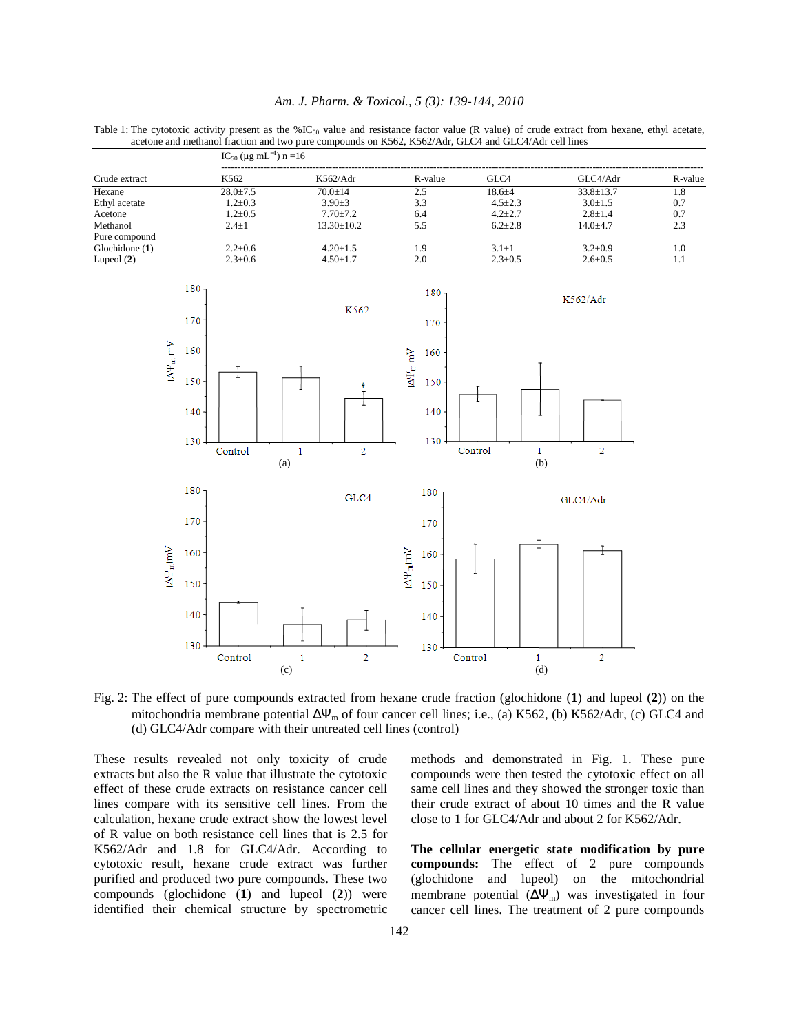Table 1: The cytotoxic activity present as the $\%IC_{50}$ value and resistance factor value (R value) of crude extract from hexane, ethyl acetate, acetone and methanol fraction and two pure compounds on K562, K562/Adr, GLC4 and GLC4/Adr cell lines

| | $IC_{50}$ (µg mL$^{-1}$) n =16 | | | | | |
|---|---|---|---|---|---|---|
| Crude extract | K562 | K562/Adr | R-value | GLC4 | GLC4/Adr | R-value |
| Hexane | 28.0±7.5 | 70.0±14 | 2.5 | 18.6±4 | 33.8±13.7 | 1.8 |
| Ethyl acetate | 1.2±0.3 | 3.90±3 | 3.3 | 4.5±2.3 | 3.0±1.5 | 0.7 |
| Acetone | 1.2±0.5 | 7.70±7.2 | 6.4 | 4.2±2.7 | 2.8±1.4 | 0.7 |
| Methanol | 2.4±1 | 13.30±10.2 | 5.5 | 6.2±2.8 | 14.0±4.7 | 2.3 |
| Pure compound | | | | | | |
| Glochidone (**1**) | 2.2±0.6 | 4.20±1.5 | 1.9 | 3.1±1 | 3.2±0.9 | 1.0 |
| Lupeol (**2**) | 2.3±0.6 | 4.50±1.7 | 2.0 | 2.3±0.5 | 2.6±0.5 | 1.1 |

Fig. 2: The effect of pure compounds extracted from hexane crude fraction (glochidone (**1**) and lupeol (**2**)) on the mitochondria membrane potential $\Delta\Psi_m$ of four cancer cell lines; i.e., (a) K562, (b) K562/Adr, (c) GLC4 and (d) GLC4/Adr compare with their untreated cell lines (control)

These results revealed not only toxicity of crude extracts but also the R value that illustrate the cytotoxic effect of these crude extracts on resistance cancer cell lines compare with its sensitive cell lines. From the calculation, hexane crude extract show the lowest level of R value on both resistance cell lines that is 2.5 for K562/Adr and 1.8 for GLC4/Adr. According to cytotoxic result, hexane crude extract was further purified and produced two pure compounds. These two compounds (glochidone (**1**) and lupeol (**2**)) were identified their chemical structure by spectrometric methods and demonstrated in Fig. 1. These pure compounds were then tested the cytotoxic effect on all same cell lines and they showed the stronger toxic than their crude extract of about 10 times and the R value close to 1 for GLC4/Adr and about 2 for K562/Adr.

**The cellular energetic state modification by pure compounds:** The effect of 2 pure compounds (glochidone and lupeol) on the mitochondrial membrane potential ($\Delta\Psi_m$) was investigated in four cancer cell lines. The treatment of 2 pure compounds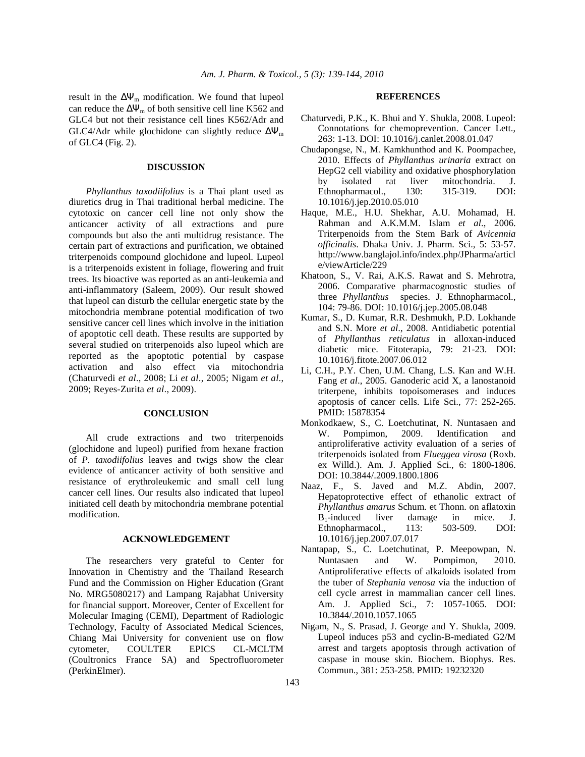result in the $\Delta\Psi_m$ modification. We found that lupeol can reduce the $\Delta\Psi_m$ of both sensitive cell line K562 and GLC4 but not their resistance cell lines K562/Adr and GLC4/Adr while glochidone can slightly reduce $\Delta\Psi_m$ of GLC4 (Fig. 2).

## DISCUSSION

*Phyllanthus taxodiifolius* is a Thai plant used as diuretics drug in Thai traditional herbal medicine. The cytotoxic on cancer cell line not only show the anticancer activity of all extractions and pure compounds but also the anti multidrug resistance. The certain part of extractions and purification, we obtained triterpenoids compound glochidone and lupeol. Lupeol is a triterpenoids existent in foliage, flowering and fruit trees. Its bioactive was reported as an anti-leukemia and anti-inflammatory (Saleem, 2009). Our result showed that lupeol can disturb the cellular energetic state by the mitochondria membrane potential modification of two sensitive cancer cell lines which involve in the initiation of apoptotic cell death. These results are supported by several studied on triterpenoids also lupeol which are reported as the apoptotic potential by caspase activation and also effect via mitochondria (Chaturvedi *et al*., 2008; Li *et al*., 2005; Nigam *et al*., 2009; Reyes-Zurita *et al*., 2009).

## CONCLUSION

All crude extractions and two triterpenoids (glochidone and lupeol) purified from hexane fraction of *P. taxodiifolius* leaves and twigs show the clear evidence of anticancer activity of both sensitive and resistance of erythroleukemic and small cell lung cancer cell lines. Our results also indicated that lupeol initiated cell death by mitochondria membrane potential modification.

## ACKNOWLEDGEMENT

The researchers very grateful to Center for Innovation in Chemistry and the Thailand Research Fund and the Commission on Higher Education (Grant No. MRG5080217) and Lampang Rajabhat University for financial support. Moreover, Center of Excellent for Molecular Imaging (CEMI), Department of Radiologic Technology, Faculty of Associated Medical Sciences, Chiang Mai University for convenient use on flow cytometer, COULTER EPICS CL-MCLTM (Coultronics France SA) and Spectrofluorometer (PerkinElmer).

## REFERENCES

Chaturvedi, P.K., K. Bhui and Y. Shukla, 2008. Lupeol: Connotations for chemoprevention. Cancer Lett., 263: 1-13. DOI: 10.1016/j.canlet.2008.01.047

Chudapongse, N., M. Kamkhunthod and K. Poompachee, 2010. Effects of *Phyllanthus urinaria* extract on HepG2 cell viability and oxidative phosphorylation by isolated rat liver mitochondria. J. Ethnopharmacol., 130: 315-319. DOI: 10.1016/j.jep.2010.05.010

Haque, M.E., H.U. Shekhar, A.U. Mohamad, H. Rahman and A.K.M.M. Islam *et al*., 2006. Triterpenoids from the Stem Bark of *Avicennia officinalis*. Dhaka Univ. J. Pharm. Sci., 5: 53-57. http://www.banglajol.info/index.php/JPharma/article/viewArticle/229

Khatoon, S., V. Rai, A.K.S. Rawat and S. Mehrotra, 2006. Comparative pharmacognostic studies of three *Phyllanthus* species. J. Ethnopharmacol., 104: 79-86. DOI: 10.1016/j.jep.2005.08.048

Kumar, S., D. Kumar, R.R. Deshmukh, P.D. Lokhande and S.N. More *et al*., 2008. Antidiabetic potential of *Phyllanthus reticulatus* in alloxan-induced diabetic mice. Fitoterapia, 79: 21-23. DOI: 10.1016/j.fitote.2007.06.012

Li, C.H., P.Y. Chen, U.M. Chang, L.S. Kan and W.H. Fang *et al*., 2005. Ganoderic acid X, a lanostanoid triterpene, inhibits topoisomerases and induces apoptosis of cancer cells. Life Sci., 77: 252-265. PMID: 15878354

Monkodkaew, S., C. Loetchutinat, N. Nuntasaen and W. Pompimon, 2009. Identification and antiproliferative activity evaluation of a series of triterpenoids isolated from *Flueggea virosa* (Roxb. ex Willd.). Am. J. Applied Sci., 6: 1800-1806. DOI: 10.3844/.2009.1800.1806

Naaz, F., S. Javed and M.Z. Abdin, 2007. Hepatoprotective effect of ethanolic extract of *Phyllanthus amarus* Schum. et Thonn. on aflatoxin $B_1$-induced liver damage in mice. J. Ethnopharmacol., 113: 503-509. DOI: 10.1016/j.jep.2007.07.017

Nantapap, S., C. Loetchutinat, P. Meepowpan, N. Nuntasaen and W. Pompimon, 2010. Antiproliferative effects of alkaloids isolated from the tuber of *Stephania venosa* via the induction of cell cycle arrest in mammalian cancer cell lines. Am. J. Applied Sci., 7: 1057-1065. DOI: 10.3844/.2010.1057.1065

Nigam, N., S. Prasad, J. George and Y. Shukla, 2009. Lupeol induces p53 and cyclin-B-mediated G2/M arrest and targets apoptosis through activation of caspase in mouse skin. Biochem. Biophys. Res. Commun., 381: 253-258. PMID: 19232320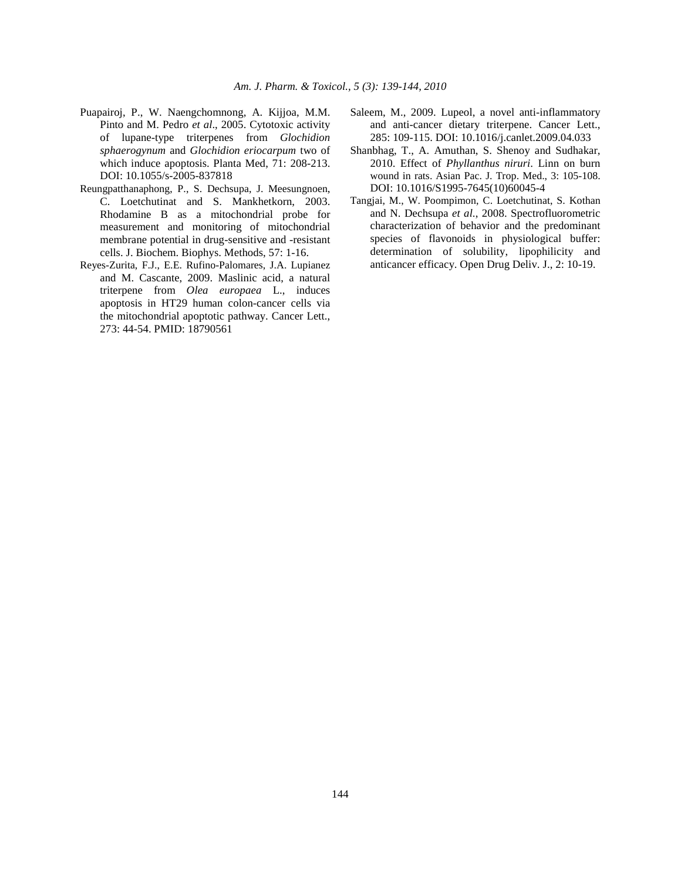Puapairoj, P., W. Naengchomnong, A. Kijjoa, M.M. Pinto and M. Pedro *et al*., 2005. Cytotoxic activity of lupane-type triterpenes from *Glochidion sphaerogynum* and *Glochidion eriocarpum* two of which induce apoptosis. Planta Med, 71: 208-213. DOI: 10.1055/s-2005-837818

Reungpatthanaphong, P., S. Dechsupa, J. Meesungnoen, C. Loetchutinat and S. Mankhetkorn, 2003. Rhodamine B as a mitochondrial probe for measurement and monitoring of mitochondrial membrane potential in drug-sensitive and -resistant cells. J. Biochem. Biophys. Methods, 57: 1-16.

Reyes-Zurita, F.J., E.E. Rufino-Palomares, J.A. Lupianez and M. Cascante, 2009. Maslinic acid, a natural triterpene from *Olea europaea* L., induces apoptosis in HT29 human colon-cancer cells via the mitochondrial apoptotic pathway. Cancer Lett., 273: 44-54. PMID: 18790561

Saleem, M., 2009. Lupeol, a novel anti-inflammatory and anti-cancer dietary triterpene. Cancer Lett., 285: 109-115. DOI: 10.1016/j.canlet.2009.04.033

Shanbhag, T., A. Amuthan, S. Shenoy and Sudhakar, 2010. Effect of *Phyllanthus niruri*. Linn on burn wound in rats. Asian Pac. J. Trop. Med., 3: 105-108. DOI: 10.1016/S1995-7645(10)60045-4

Tangjai, M., W. Poompimon, C. Loetchutinat, S. Kothan and N. Dechsupa *et al*., 2008. Spectrofluorometric characterization of behavior and the predominant species of flavonoids in physiological buffer: determination of solubility, lipophilicity and anticancer efficacy. Open Drug Deliv. J., 2: 10-19.